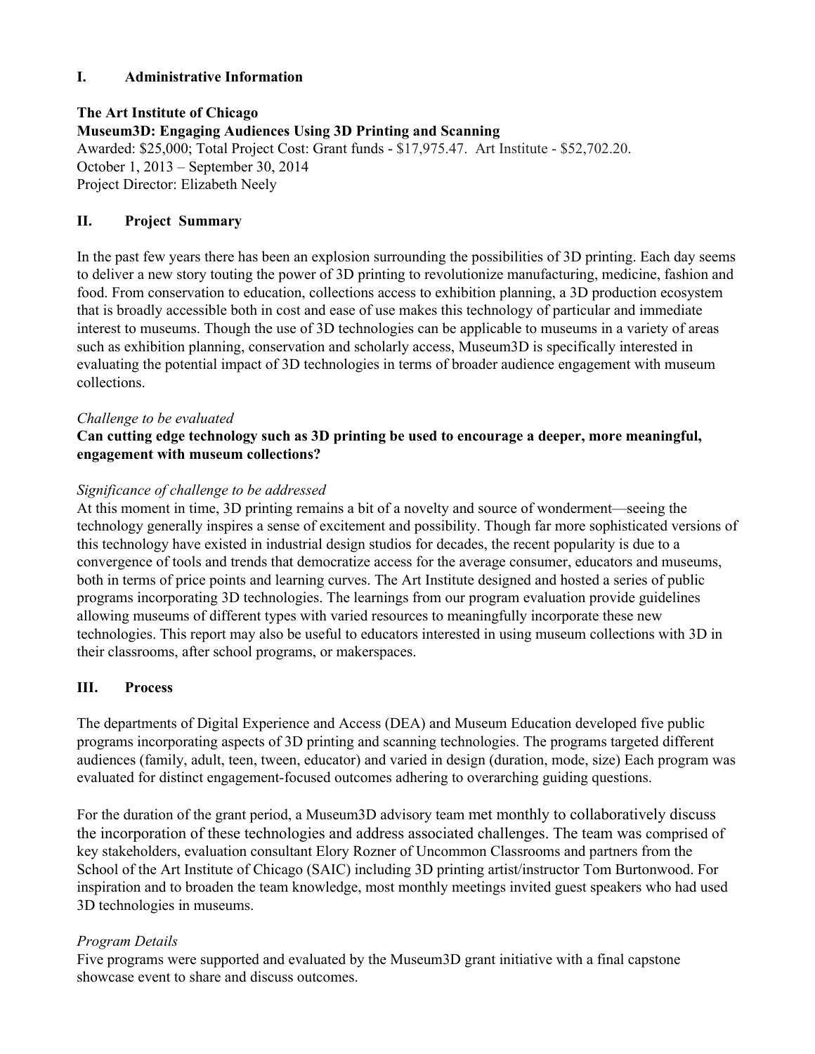## I. Administrative Information

**The Art Institute of Chicago**
**Museum3D: Engaging Audiences Using 3D Printing and Scanning**
Awarded: $25,000; Total Project Cost: Grant funds - $17,975.47. Art Institute - $52,702.20.
October 1, 2013 – September 30, 2014
Project Director: Elizabeth Neely

## II. Project Summary

In the past few years there has been an explosion surrounding the possibilities of 3D printing. Each day seems to deliver a new story touting the power of 3D printing to revolutionize manufacturing, medicine, fashion and food. From conservation to education, collections access to exhibition planning, a 3D production ecosystem that is broadly accessible both in cost and ease of use makes this technology of particular and immediate interest to museums. Though the use of 3D technologies can be applicable to museums in a variety of areas such as exhibition planning, conservation and scholarly access, Museum3D is specifically interested in evaluating the potential impact of 3D technologies in terms of broader audience engagement with museum collections.

*Challenge to be evaluated*

**Can cutting edge technology such as 3D printing be used to encourage a deeper, more meaningful, engagement with museum collections?**

*Significance of challenge to be addressed*

At this moment in time, 3D printing remains a bit of a novelty and source of wonderment—seeing the technology generally inspires a sense of excitement and possibility. Though far more sophisticated versions of this technology have existed in industrial design studios for decades, the recent popularity is due to a convergence of tools and trends that democratize access for the average consumer, educators and museums, both in terms of price points and learning curves. The Art Institute designed and hosted a series of public programs incorporating 3D technologies. The learnings from our program evaluation provide guidelines allowing museums of different types with varied resources to meaningfully incorporate these new technologies. This report may also be useful to educators interested in using museum collections with 3D in their classrooms, after school programs, or makerspaces.

## III. Process

The departments of Digital Experience and Access (DEA) and Museum Education developed five public programs incorporating aspects of 3D printing and scanning technologies. The programs targeted different audiences (family, adult, teen, tween, educator) and varied in design (duration, mode, size) Each program was evaluated for distinct engagement-focused outcomes adhering to overarching guiding questions.

For the duration of the grant period, a Museum3D advisory team met monthly to collaboratively discuss the incorporation of these technologies and address associated challenges. The team was comprised of key stakeholders, evaluation consultant Elory Rozner of Uncommon Classrooms and partners from the School of the Art Institute of Chicago (SAIC) including 3D printing artist/instructor Tom Burtonwood. For inspiration and to broaden the team knowledge, most monthly meetings invited guest speakers who had used 3D technologies in museums.

*Program Details*

Five programs were supported and evaluated by the Museum3D grant initiative with a final capstone showcase event to share and discuss outcomes.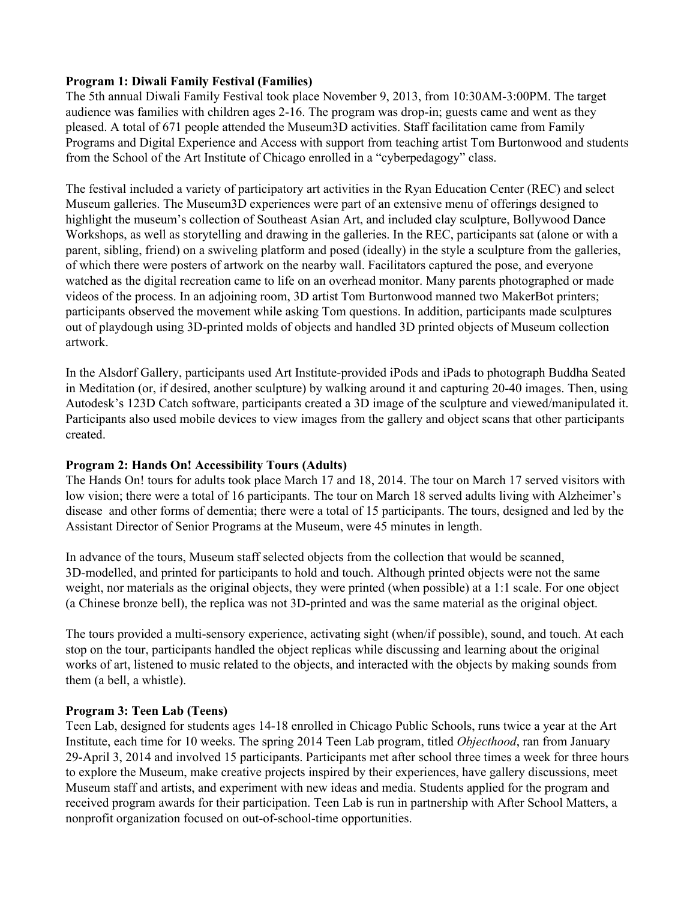**Program 1: Diwali Family Festival (Families)**

The 5th annual Diwali Family Festival took place November 9, 2013, from 10:30AM-3:00PM. The target audience was families with children ages 2-16. The program was drop-in; guests came and went as they pleased. A total of 671 people attended the Museum3D activities. Staff facilitation came from Family Programs and Digital Experience and Access with support from teaching artist Tom Burtonwood and students from the School of the Art Institute of Chicago enrolled in a "cyberpedagogy" class.

The festival included a variety of participatory art activities in the Ryan Education Center (REC) and select Museum galleries. The Museum3D experiences were part of an extensive menu of offerings designed to highlight the museum's collection of Southeast Asian Art, and included clay sculpture, Bollywood Dance Workshops, as well as storytelling and drawing in the galleries. In the REC, participants sat (alone or with a parent, sibling, friend) on a swiveling platform and posed (ideally) in the style a sculpture from the galleries, of which there were posters of artwork on the nearby wall. Facilitators captured the pose, and everyone watched as the digital recreation came to life on an overhead monitor. Many parents photographed or made videos of the process. In an adjoining room, 3D artist Tom Burtonwood manned two MakerBot printers; participants observed the movement while asking Tom questions. In addition, participants made sculptures out of playdough using 3D-printed molds of objects and handled 3D printed objects of Museum collection artwork.

In the Alsdorf Gallery, participants used Art Institute-provided iPods and iPads to photograph Buddha Seated in Meditation (or, if desired, another sculpture) by walking around it and capturing 20-40 images. Then, using Autodesk's 123D Catch software, participants created a 3D image of the sculpture and viewed/manipulated it. Participants also used mobile devices to view images from the gallery and object scans that other participants created.

**Program 2: Hands On! Accessibility Tours (Adults)**

The Hands On! tours for adults took place March 17 and 18, 2014. The tour on March 17 served visitors with low vision; there were a total of 16 participants. The tour on March 18 served adults living with Alzheimer's disease and other forms of dementia; there were a total of 15 participants. The tours, designed and led by the Assistant Director of Senior Programs at the Museum, were 45 minutes in length.

In advance of the tours, Museum staff selected objects from the collection that would be scanned, 3D-modelled, and printed for participants to hold and touch. Although printed objects were not the same weight, nor materials as the original objects, they were printed (when possible) at a 1:1 scale. For one object (a Chinese bronze bell), the replica was not 3D-printed and was the same material as the original object.

The tours provided a multi-sensory experience, activating sight (when/if possible), sound, and touch. At each stop on the tour, participants handled the object replicas while discussing and learning about the original works of art, listened to music related to the objects, and interacted with the objects by making sounds from them (a bell, a whistle).

**Program 3: Teen Lab (Teens)**

Teen Lab, designed for students ages 14-18 enrolled in Chicago Public Schools, runs twice a year at the Art Institute, each time for 10 weeks. The spring 2014 Teen Lab program, titled *Objecthood*, ran from January 29-April 3, 2014 and involved 15 participants. Participants met after school three times a week for three hours to explore the Museum, make creative projects inspired by their experiences, have gallery discussions, meet Museum staff and artists, and experiment with new ideas and media. Students applied for the program and received program awards for their participation. Teen Lab is run in partnership with After School Matters, a nonprofit organization focused on out-of-school-time opportunities.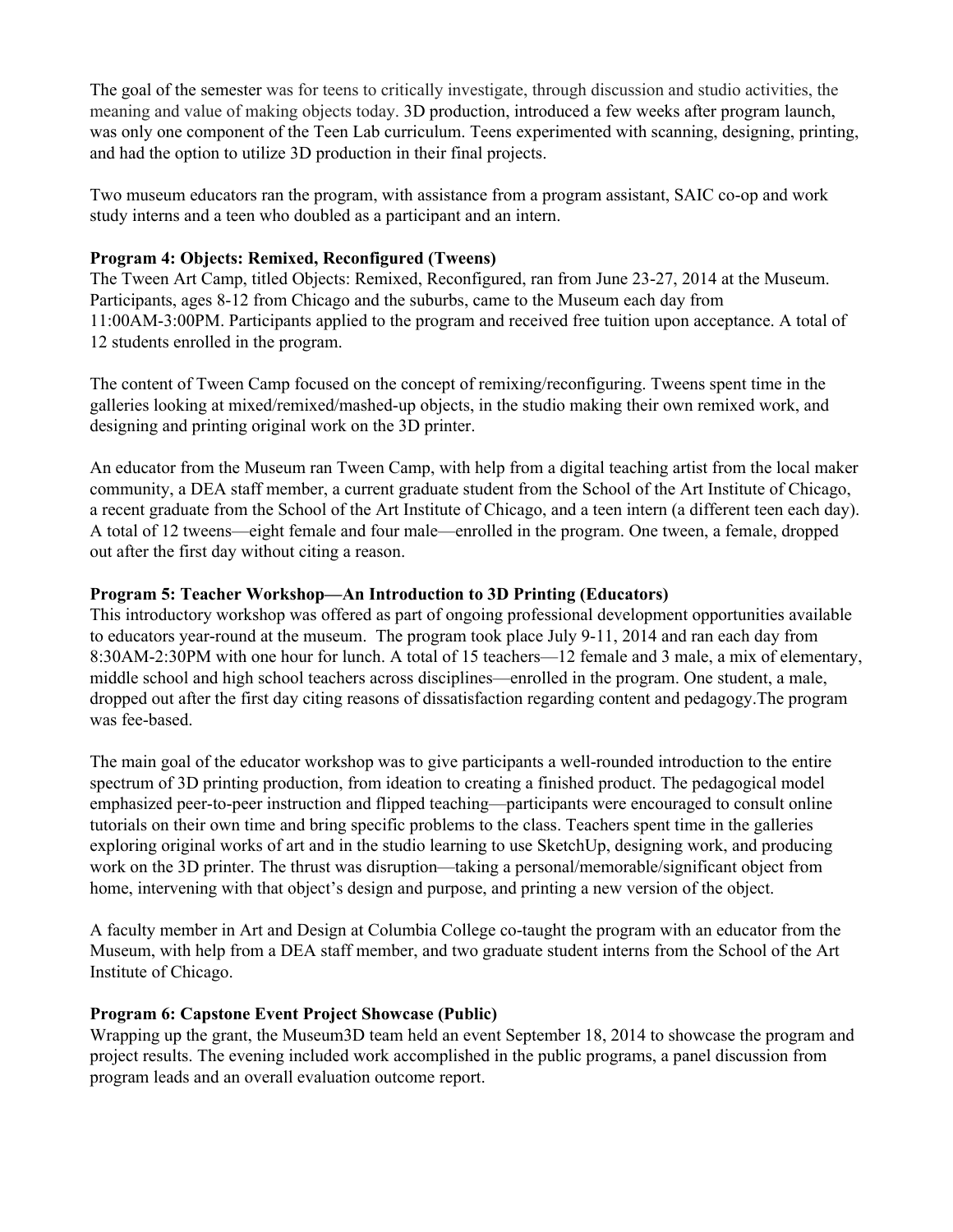The goal of the semester was for teens to critically investigate, through discussion and studio activities, the meaning and value of making objects today. 3D production, introduced a few weeks after program launch, was only one component of the Teen Lab curriculum. Teens experimented with scanning, designing, printing, and had the option to utilize 3D production in their final projects.

Two museum educators ran the program, with assistance from a program assistant, SAIC co-op and work study interns and a teen who doubled as a participant and an intern.

**Program 4: Objects: Remixed, Reconfigured (Tweens)**

The Tween Art Camp, titled Objects: Remixed, Reconfigured, ran from June 23-27, 2014 at the Museum. Participants, ages 8-12 from Chicago and the suburbs, came to the Museum each day from 11:00AM-3:00PM. Participants applied to the program and received free tuition upon acceptance. A total of 12 students enrolled in the program.

The content of Tween Camp focused on the concept of remixing/reconfiguring. Tweens spent time in the galleries looking at mixed/remixed/mashed-up objects, in the studio making their own remixed work, and designing and printing original work on the 3D printer.

An educator from the Museum ran Tween Camp, with help from a digital teaching artist from the local maker community, a DEA staff member, a current graduate student from the School of the Art Institute of Chicago, a recent graduate from the School of the Art Institute of Chicago, and a teen intern (a different teen each day). A total of 12 tweens—eight female and four male—enrolled in the program. One tween, a female, dropped out after the first day without citing a reason.

**Program 5: Teacher Workshop—An Introduction to 3D Printing (Educators)**

This introductory workshop was offered as part of ongoing professional development opportunities available to educators year-round at the museum. The program took place July 9-11, 2014 and ran each day from 8:30AM-2:30PM with one hour for lunch. A total of 15 teachers—12 female and 3 male, a mix of elementary, middle school and high school teachers across disciplines—enrolled in the program. One student, a male, dropped out after the first day citing reasons of dissatisfaction regarding content and pedagogy.The program was fee-based.

The main goal of the educator workshop was to give participants a well-rounded introduction to the entire spectrum of 3D printing production, from ideation to creating a finished product. The pedagogical model emphasized peer-to-peer instruction and flipped teaching—participants were encouraged to consult online tutorials on their own time and bring specific problems to the class. Teachers spent time in the galleries exploring original works of art and in the studio learning to use SketchUp, designing work, and producing work on the 3D printer. The thrust was disruption—taking a personal/memorable/significant object from home, intervening with that object's design and purpose, and printing a new version of the object.

A faculty member in Art and Design at Columbia College co-taught the program with an educator from the Museum, with help from a DEA staff member, and two graduate student interns from the School of the Art Institute of Chicago.

**Program 6: Capstone Event Project Showcase (Public)**

Wrapping up the grant, the Museum3D team held an event September 18, 2014 to showcase the program and project results. The evening included work accomplished in the public programs, a panel discussion from program leads and an overall evaluation outcome report.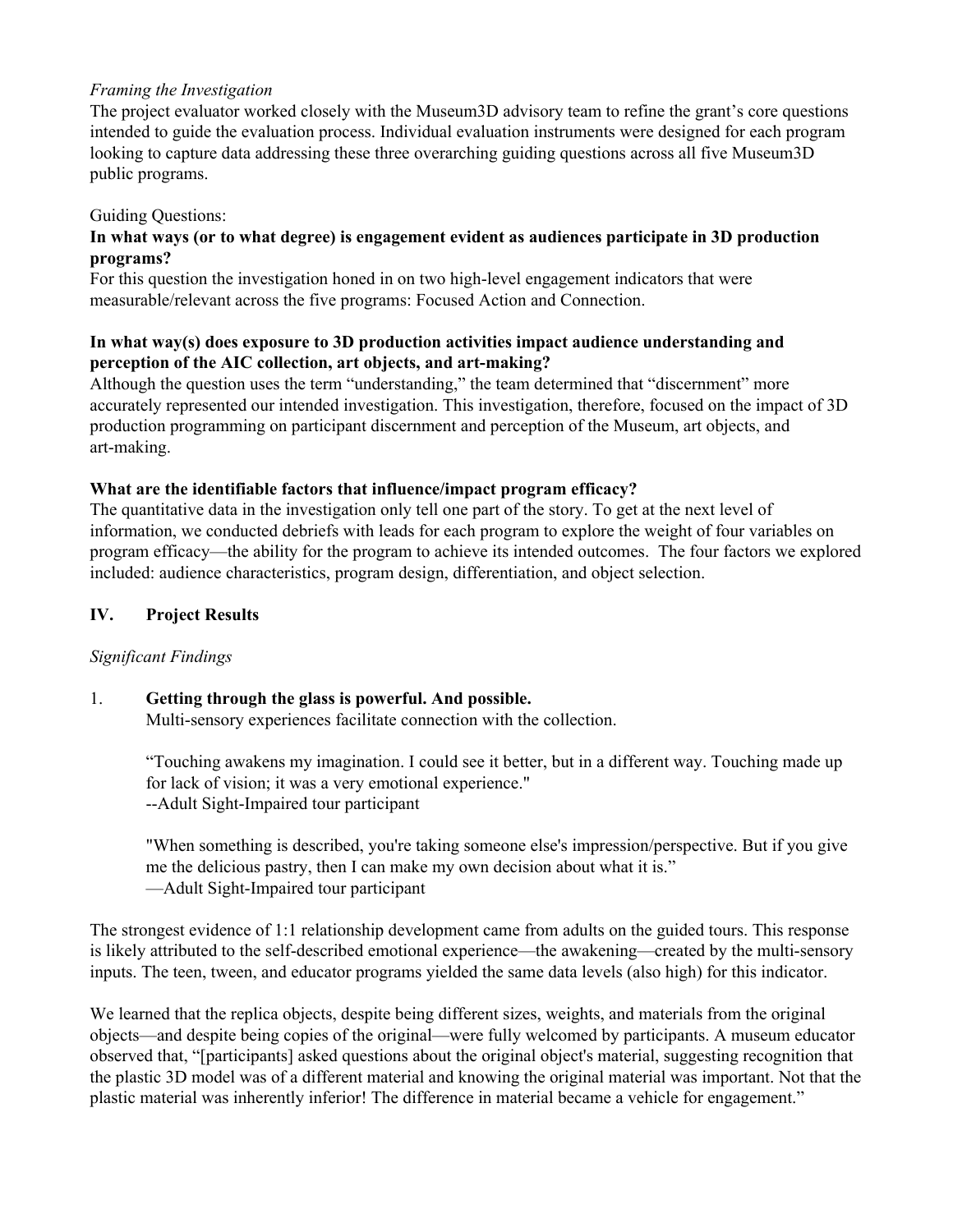*Framing the Investigation*

The project evaluator worked closely with the Museum3D advisory team to refine the grant's core questions intended to guide the evaluation process. Individual evaluation instruments were designed for each program looking to capture data addressing these three overarching guiding questions across all five Museum3D public programs.

Guiding Questions:

**In what ways (or to what degree) is engagement evident as audiences participate in 3D production programs?**

For this question the investigation honed in on two high-level engagement indicators that were measurable/relevant across the five programs: Focused Action and Connection.

**In what way(s) does exposure to 3D production activities impact audience understanding and perception of the AIC collection, art objects, and art-making?**

Although the question uses the term "understanding," the team determined that "discernment" more accurately represented our intended investigation. This investigation, therefore, focused on the impact of 3D production programming on participant discernment and perception of the Museum, art objects, and art-making.

**What are the identifiable factors that influence/impact program efficacy?**

The quantitative data in the investigation only tell one part of the story. To get at the next level of information, we conducted debriefs with leads for each program to explore the weight of four variables on program efficacy—the ability for the program to achieve its intended outcomes. The four factors we explored included: audience characteristics, program design, differentiation, and object selection.

## IV. Project Results

*Significant Findings*

1. **Getting through the glass is powerful. And possible.**
   Multi-sensory experiences facilitate connection with the collection.

   "Touching awakens my imagination. I could see it better, but in a different way. Touching made up for lack of vision; it was a very emotional experience."
   --Adult Sight-Impaired tour participant

   "When something is described, you're taking someone else's impression/perspective. But if you give me the delicious pastry, then I can make my own decision about what it is."
   —Adult Sight-Impaired tour participant

The strongest evidence of 1:1 relationship development came from adults on the guided tours. This response is likely attributed to the self-described emotional experience—the awakening—created by the multi-sensory inputs. The teen, tween, and educator programs yielded the same data levels (also high) for this indicator.

We learned that the replica objects, despite being different sizes, weights, and materials from the original objects—and despite being copies of the original—were fully welcomed by participants. A museum educator observed that, "[participants] asked questions about the original object's material, suggesting recognition that the plastic 3D model was of a different material and knowing the original material was important. Not that the plastic material was inherently inferior! The difference in material became a vehicle for engagement."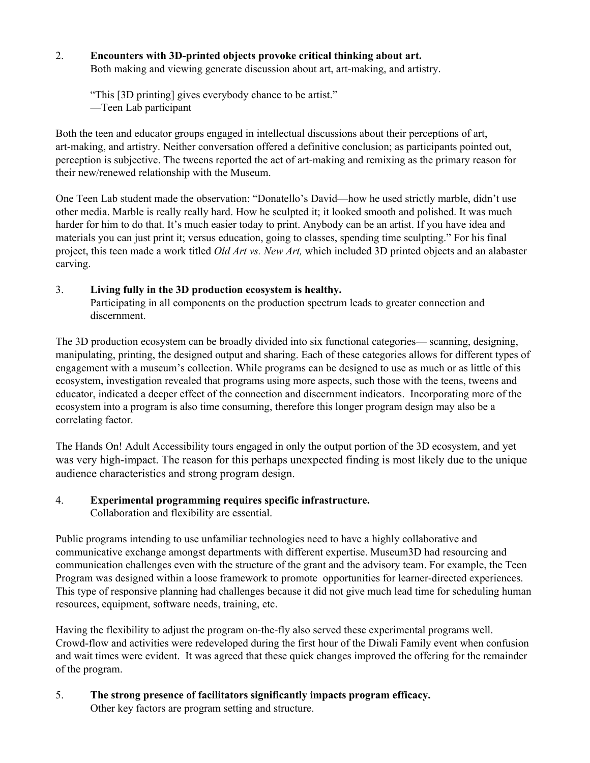2. **Encounters with 3D-printed objects provoke critical thinking about art.**
   Both making and viewing generate discussion about art, art-making, and artistry.

   "This [3D printing] gives everybody chance to be artist."
   —Teen Lab participant

Both the teen and educator groups engaged in intellectual discussions about their perceptions of art, art-making, and artistry. Neither conversation offered a definitive conclusion; as participants pointed out, perception is subjective. The tweens reported the act of art-making and remixing as the primary reason for their new/renewed relationship with the Museum.

One Teen Lab student made the observation: "Donatello's David—how he used strictly marble, didn't use other media. Marble is really really hard. How he sculpted it; it looked smooth and polished. It was much harder for him to do that. It's much easier today to print. Anybody can be an artist. If you have idea and materials you can just print it; versus education, going to classes, spending time sculpting." For his final project, this teen made a work titled *Old Art vs. New Art,* which included 3D printed objects and an alabaster carving.

3. **Living fully in the 3D production ecosystem is healthy.**
   Participating in all components on the production spectrum leads to greater connection and discernment.

The 3D production ecosystem can be broadly divided into six functional categories— scanning, designing, manipulating, printing, the designed output and sharing. Each of these categories allows for different types of engagement with a museum's collection. While programs can be designed to use as much or as little of this ecosystem, investigation revealed that programs using more aspects, such those with the teens, tweens and educator, indicated a deeper effect of the connection and discernment indicators. Incorporating more of the ecosystem into a program is also time consuming, therefore this longer program design may also be a correlating factor.

The Hands On! Adult Accessibility tours engaged in only the output portion of the 3D ecosystem, and yet was very high-impact. The reason for this perhaps unexpected finding is most likely due to the unique audience characteristics and strong program design.

4. **Experimental programming requires specific infrastructure.**
   Collaboration and flexibility are essential.

Public programs intending to use unfamiliar technologies need to have a highly collaborative and communicative exchange amongst departments with different expertise. Museum3D had resourcing and communication challenges even with the structure of the grant and the advisory team. For example, the Teen Program was designed within a loose framework to promote opportunities for learner-directed experiences. This type of responsive planning had challenges because it did not give much lead time for scheduling human resources, equipment, software needs, training, etc.

Having the flexibility to adjust the program on-the-fly also served these experimental programs well. Crowd-flow and activities were redeveloped during the first hour of the Diwali Family event when confusion and wait times were evident. It was agreed that these quick changes improved the offering for the remainder of the program.

5. **The strong presence of facilitators significantly impacts program efficacy.**
   Other key factors are program setting and structure.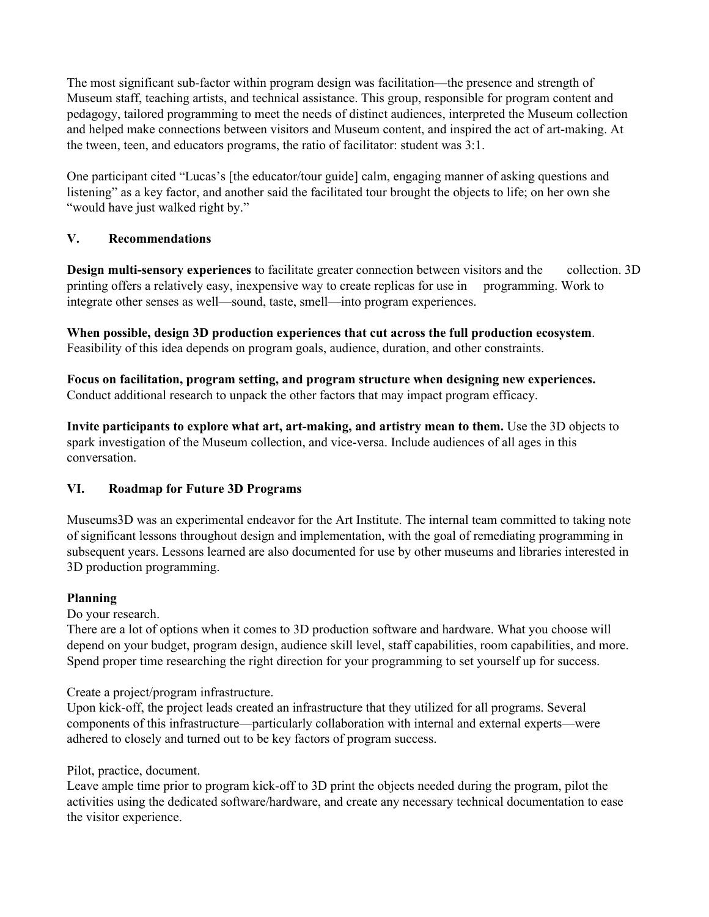The most significant sub-factor within program design was facilitation—the presence and strength of Museum staff, teaching artists, and technical assistance. This group, responsible for program content and pedagogy, tailored programming to meet the needs of distinct audiences, interpreted the Museum collection and helped make connections between visitors and Museum content, and inspired the act of art-making. At the tween, teen, and educators programs, the ratio of facilitator: student was 3:1.

One participant cited "Lucas's [the educator/tour guide] calm, engaging manner of asking questions and listening" as a key factor, and another said the facilitated tour brought the objects to life; on her own she "would have just walked right by."

## V. Recommendations

**Design multi-sensory experiences** to facilitate greater connection between visitors and the collection. 3D printing offers a relatively easy, inexpensive way to create replicas for use in programming. Work to integrate other senses as well—sound, taste, smell—into program experiences.

**When possible, design 3D production experiences that cut across the full production ecosystem**. Feasibility of this idea depends on program goals, audience, duration, and other constraints.

**Focus on facilitation, program setting, and program structure when designing new experiences.** Conduct additional research to unpack the other factors that may impact program efficacy.

**Invite participants to explore what art, art-making, and artistry mean to them.** Use the 3D objects to spark investigation of the Museum collection, and vice-versa. Include audiences of all ages in this conversation.

## VI. Roadmap for Future 3D Programs

Museums3D was an experimental endeavor for the Art Institute. The internal team committed to taking note of significant lessons throughout design and implementation, with the goal of remediating programming in subsequent years. Lessons learned are also documented for use by other museums and libraries interested in 3D production programming.

### Planning

Do your research.
There are a lot of options when it comes to 3D production software and hardware. What you choose will depend on your budget, program design, audience skill level, staff capabilities, room capabilities, and more. Spend proper time researching the right direction for your programming to set yourself up for success.

Create a project/program infrastructure.
Upon kick-off, the project leads created an infrastructure that they utilized for all programs. Several components of this infrastructure—particularly collaboration with internal and external experts—were adhered to closely and turned out to be key factors of program success.

Pilot, practice, document.
Leave ample time prior to program kick-off to 3D print the objects needed during the program, pilot the activities using the dedicated software/hardware, and create any necessary technical documentation to ease the visitor experience.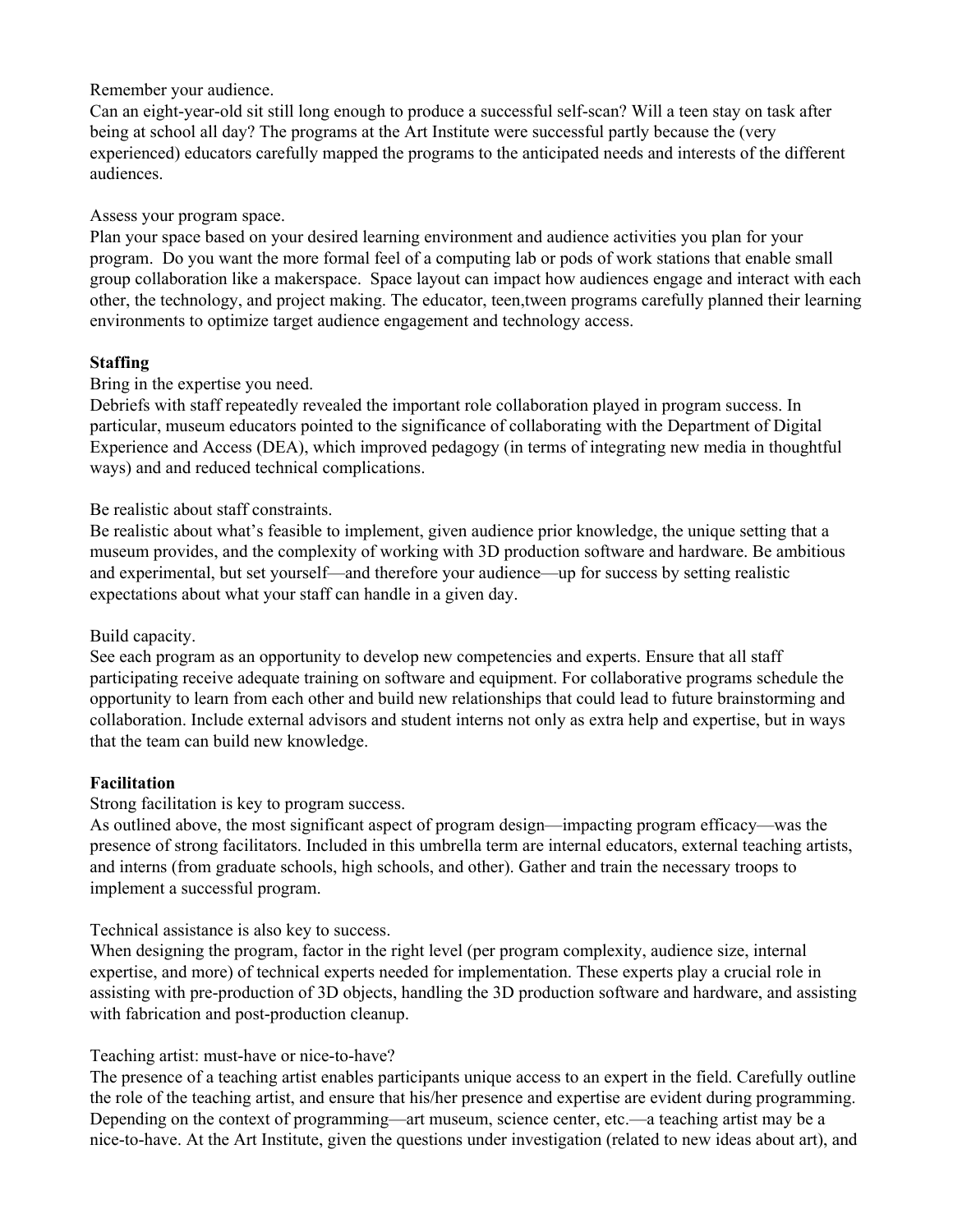Remember your audience.
Can an eight-year-old sit still long enough to produce a successful self-scan? Will a teen stay on task after being at school all day? The programs at the Art Institute were successful partly because the (very experienced) educators carefully mapped the programs to the anticipated needs and interests of the different audiences.

Assess your program space.
Plan your space based on your desired learning environment and audience activities you plan for your program. Do you want the more formal feel of a computing lab or pods of work stations that enable small group collaboration like a makerspace. Space layout can impact how audiences engage and interact with each other, the technology, and project making. The educator, teen,tween programs carefully planned their learning environments to optimize target audience engagement and technology access.

**Staffing**

Bring in the expertise you need.
Debriefs with staff repeatedly revealed the important role collaboration played in program success. In particular, museum educators pointed to the significance of collaborating with the Department of Digital Experience and Access (DEA), which improved pedagogy (in terms of integrating new media in thoughtful ways) and and reduced technical complications.

Be realistic about staff constraints.
Be realistic about what's feasible to implement, given audience prior knowledge, the unique setting that a museum provides, and the complexity of working with 3D production software and hardware. Be ambitious and experimental, but set yourself—and therefore your audience—up for success by setting realistic expectations about what your staff can handle in a given day.

Build capacity.
See each program as an opportunity to develop new competencies and experts. Ensure that all staff participating receive adequate training on software and equipment. For collaborative programs schedule the opportunity to learn from each other and build new relationships that could lead to future brainstorming and collaboration. Include external advisors and student interns not only as extra help and expertise, but in ways that the team can build new knowledge.

**Facilitation**

Strong facilitation is key to program success.
As outlined above, the most significant aspect of program design—impacting program efficacy—was the presence of strong facilitators. Included in this umbrella term are internal educators, external teaching artists, and interns (from graduate schools, high schools, and other). Gather and train the necessary troops to implement a successful program.

Technical assistance is also key to success.
When designing the program, factor in the right level (per program complexity, audience size, internal expertise, and more) of technical experts needed for implementation. These experts play a crucial role in assisting with pre-production of 3D objects, handling the 3D production software and hardware, and assisting with fabrication and post-production cleanup.

Teaching artist: must-have or nice-to-have?
The presence of a teaching artist enables participants unique access to an expert in the field. Carefully outline the role of the teaching artist, and ensure that his/her presence and expertise are evident during programming. Depending on the context of programming—art museum, science center, etc.—a teaching artist may be a nice-to-have. At the Art Institute, given the questions under investigation (related to new ideas about art), and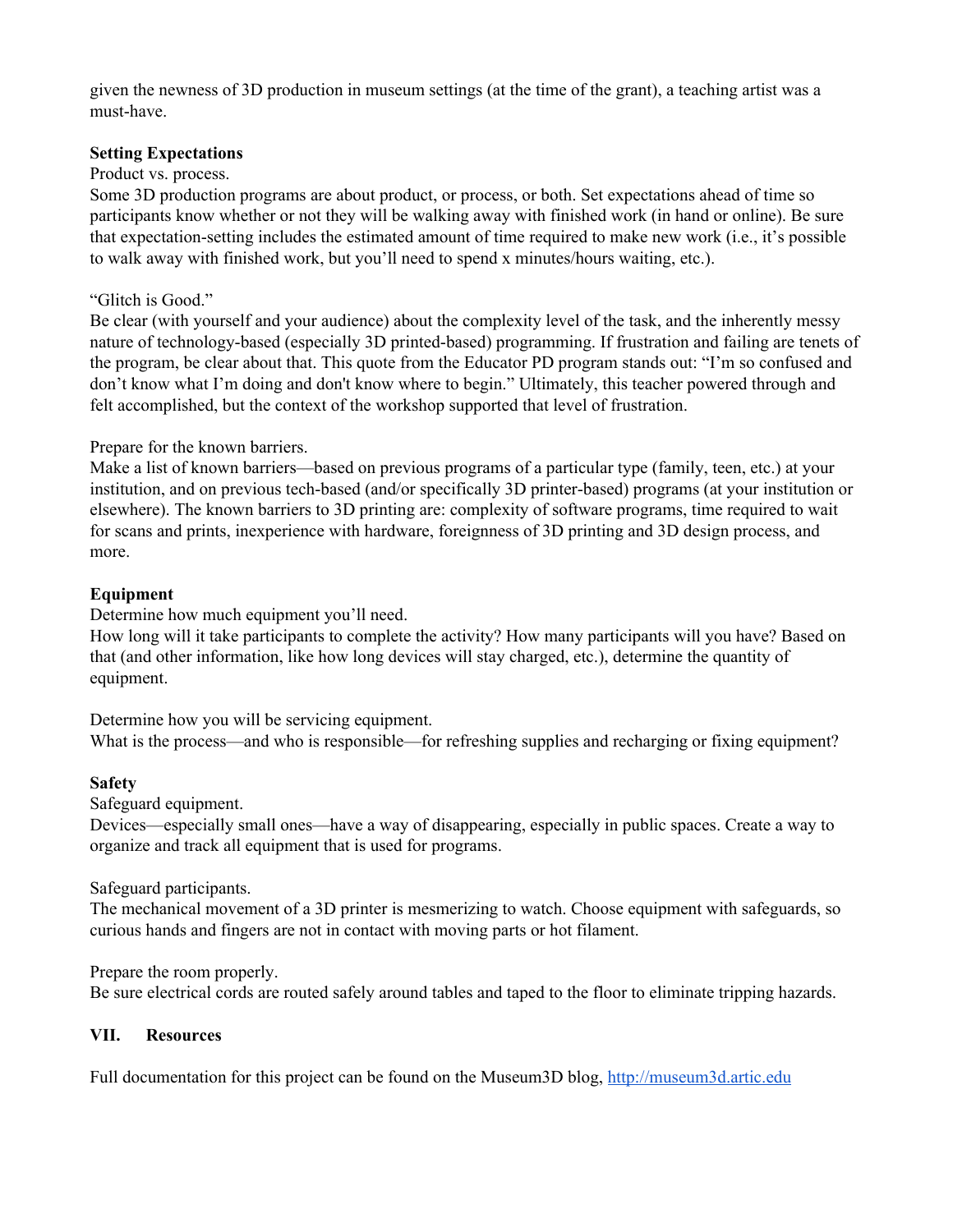given the newness of 3D production in museum settings (at the time of the grant), a teaching artist was a must-have.

**Setting Expectations**

Product vs. process.

Some 3D production programs are about product, or process, or both. Set expectations ahead of time so participants know whether or not they will be walking away with finished work (in hand or online). Be sure that expectation-setting includes the estimated amount of time required to make new work (i.e., it's possible to walk away with finished work, but you'll need to spend x minutes/hours waiting, etc.).

"Glitch is Good."

Be clear (with yourself and your audience) about the complexity level of the task, and the inherently messy nature of technology-based (especially 3D printed-based) programming. If frustration and failing are tenets of the program, be clear about that. This quote from the Educator PD program stands out: "I'm so confused and don't know what I'm doing and don't know where to begin." Ultimately, this teacher powered through and felt accomplished, but the context of the workshop supported that level of frustration.

Prepare for the known barriers.

Make a list of known barriers—based on previous programs of a particular type (family, teen, etc.) at your institution, and on previous tech-based (and/or specifically 3D printer-based) programs (at your institution or elsewhere). The known barriers to 3D printing are: complexity of software programs, time required to wait for scans and prints, inexperience with hardware, foreignness of 3D printing and 3D design process, and more.

**Equipment**

Determine how much equipment you'll need.

How long will it take participants to complete the activity? How many participants will you have? Based on that (and other information, like how long devices will stay charged, etc.), determine the quantity of equipment.

Determine how you will be servicing equipment.

What is the process—and who is responsible—for refreshing supplies and recharging or fixing equipment?

**Safety**

Safeguard equipment.

Devices—especially small ones—have a way of disappearing, especially in public spaces. Create a way to organize and track all equipment that is used for programs.

Safeguard participants.

The mechanical movement of a 3D printer is mesmerizing to watch. Choose equipment with safeguards, so curious hands and fingers are not in contact with moving parts or hot filament.

Prepare the room properly.

Be sure electrical cords are routed safely around tables and taped to the floor to eliminate tripping hazards.

## VII. Resources

Full documentation for this project can be found on the Museum3D blog, [http://museum3d.artic.edu](http://museum3d.artic.edu)